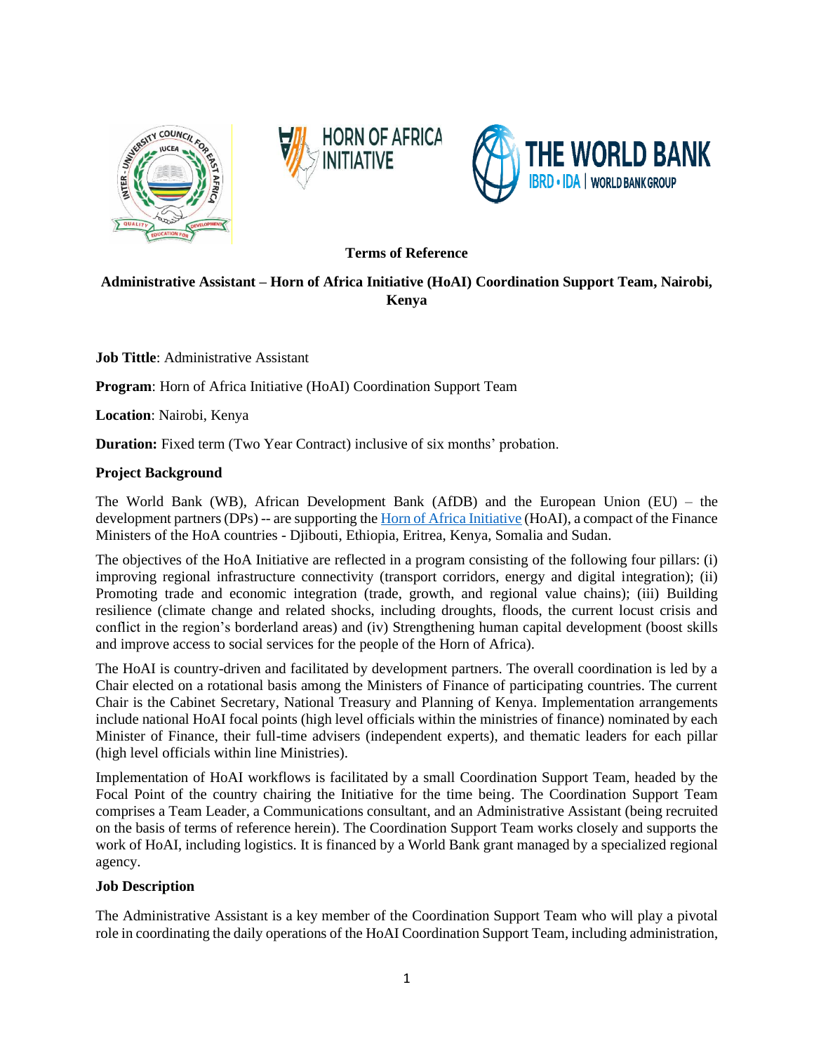**Terms of Reference**

**Administrative Assistant – Horn of Africa Initiative (HoAI) Coordination Support Team, Nairobi, Kenya**

**Job Tittle**: Administrative Assistant

**Program**: Horn of Africa Initiative (HoAI) Coordination Support Team

**Location**: Nairobi, Kenya

**Duration:** Fixed term (Two Year Contract) inclusive of six months' probation.

**Project Background**

The World Bank (WB), African Development Bank (AfDB) and the European Union (EU) – the development partners (DPs) -- are supporting the Horn of Africa Initiative (HoAI), a compact of the Finance Ministers of the HoA countries - Djibouti, Ethiopia, Eritrea, Kenya, Somalia and Sudan.

The objectives of the HoA Initiative are reflected in a program consisting of the following four pillars: (i) improving regional infrastructure connectivity (transport corridors, energy and digital integration); (ii) Promoting trade and economic integration (trade, growth, and regional value chains); (iii) Building resilience (climate change and related shocks, including droughts, floods, the current locust crisis and conflict in the region's borderland areas) and (iv) Strengthening human capital development (boost skills and improve access to social services for the people of the Horn of Africa).

The HoAI is country-driven and facilitated by development partners. The overall coordination is led by a Chair elected on a rotational basis among the Ministers of Finance of participating countries. The current Chair is the Cabinet Secretary, National Treasury and Planning of Kenya. Implementation arrangements include national HoAI focal points (high level officials within the ministries of finance) nominated by each Minister of Finance, their full-time advisers (independent experts), and thematic leaders for each pillar (high level officials within line Ministries).

Implementation of HoAI workflows is facilitated by a small Coordination Support Team, headed by the Focal Point of the country chairing the Initiative for the time being. The Coordination Support Team comprises a Team Leader, a Communications consultant, and an Administrative Assistant (being recruited on the basis of terms of reference herein). The Coordination Support Team works closely and supports the work of HoAI, including logistics. It is financed by a World Bank grant managed by a specialized regional agency.

**Job Description**

The Administrative Assistant is a key member of the Coordination Support Team who will play a pivotal role in coordinating the daily operations of the HoAI Coordination Support Team, including administration,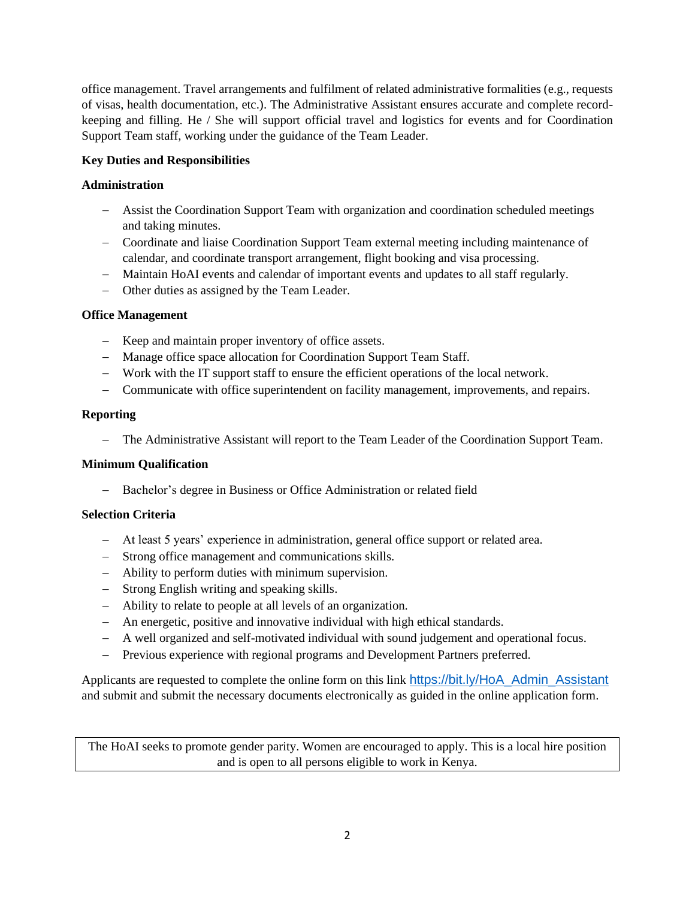office management. Travel arrangements and fulfilment of related administrative formalities (e.g., requests of visas, health documentation, etc.). The Administrative Assistant ensures accurate and complete record-keeping and filling. He / She will support official travel and logistics for events and for Coordination Support Team staff, working under the guidance of the Team Leader.

**Key Duties and Responsibilities**

**Administration**

- Assist the Coordination Support Team with organization and coordination scheduled meetings and taking minutes.
- Coordinate and liaise Coordination Support Team external meeting including maintenance of calendar, and coordinate transport arrangement, flight booking and visa processing.
- Maintain HoAI events and calendar of important events and updates to all staff regularly.
- Other duties as assigned by the Team Leader.

**Office Management**

- Keep and maintain proper inventory of office assets.
- Manage office space allocation for Coordination Support Team Staff.
- Work with the IT support staff to ensure the efficient operations of the local network.
- Communicate with office superintendent on facility management, improvements, and repairs.

**Reporting**

- The Administrative Assistant will report to the Team Leader of the Coordination Support Team.

**Minimum Qualification**

- Bachelor's degree in Business or Office Administration or related field

**Selection Criteria**

- At least 5 years' experience in administration, general office support or related area.
- Strong office management and communications skills.
- Ability to perform duties with minimum supervision.
- Strong English writing and speaking skills.
- Ability to relate to people at all levels of an organization.
- An energetic, positive and innovative individual with high ethical standards.
- A well organized and self-motivated individual with sound judgement and operational focus.
- Previous experience with regional programs and Development Partners preferred.

Applicants are requested to complete the online form on this link https://bit.ly/HoA_Admin_Assistant and submit and submit the necessary documents electronically as guided in the online application form.

The HoAI seeks to promote gender parity. Women are encouraged to apply. This is a local hire position and is open to all persons eligible to work in Kenya.